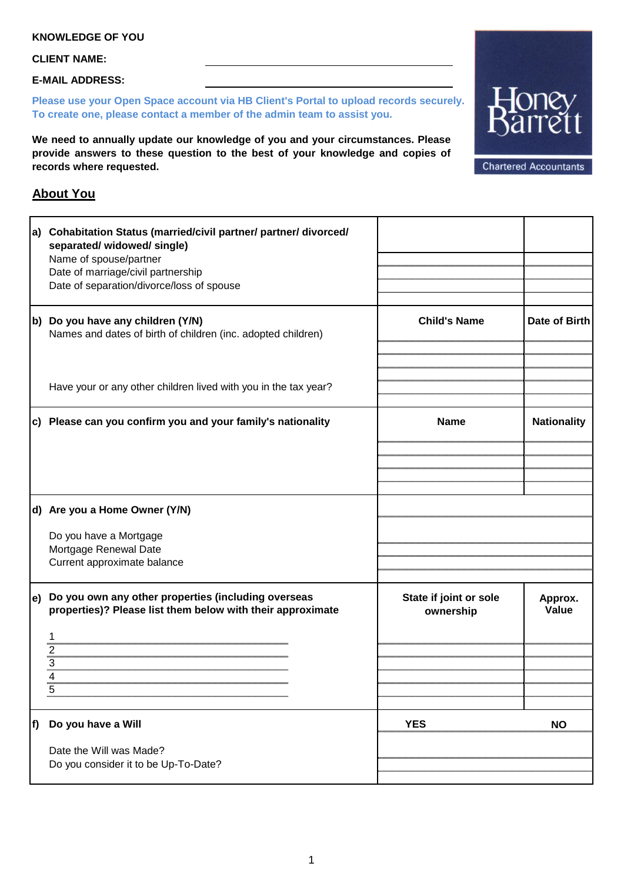**KNOWLEDGE OF YOU**

**CLIENT NAME:** \_\_\_\_\_\_\_\_\_\_\_\_\_\_\_\_\_\_\_\_\_\_\_\_\_\_\_\_

**E-MAIL ADDRESS:** \_\_\_\_\_\_\_\_\_\_\_\_\_\_\_\_\_\_\_\_\_\_\_\_\_\_\_\_

**Please use your Open Space account via HB Client's Portal to upload records securely. To create one, please contact a member of the admin team to assist you.**

Honey Barrett
Chartered Accountants

**We need to annually update our knowledge of you and your circumstances. Please provide answers to these question to the best of your knowledge and copies of records where requested.**

## About You

| | | |
|---|---|---|
| **a) Cohabitation Status (married/civil partner/ partner/ divorced/ separated/ widowed/ single)** | | |
| Name of spouse/partner | | |
| Date of marriage/civil partnership | | |
| Date of separation/divorce/loss of spouse | | |
| **b) Do you have any children (Y/N)** | **Child's Name** | **Date of Birth** |
| Names and dates of birth of children (inc. adopted children) | | |
| | | |
| | | |
| Have your or any other children lived with you in the tax year? | | |
| **c) Please can you confirm you and your family's nationality** | **Name** | **Nationality** |
| | | |
| | | |
| | | |
| **d) Are you a Home Owner (Y/N)** | | |
| Do you have a Mortgage | | |
| Mortgage Renewal Date | | |
| Current approximate balance | | |
| **e) Do you own any other properties (including overseas properties)? Please list them below with their approximate** | **State if joint or sole ownership** | **Approx. Value** |
| 1 | | |
| 2 | | |
| 3 | | |
| 4 | | |
| 5 | | |
| **f) Do you have a Will** | **YES** | **NO** |
| Date the Will was Made? | | |
| Do you consider it to be Up-To-Date? | | |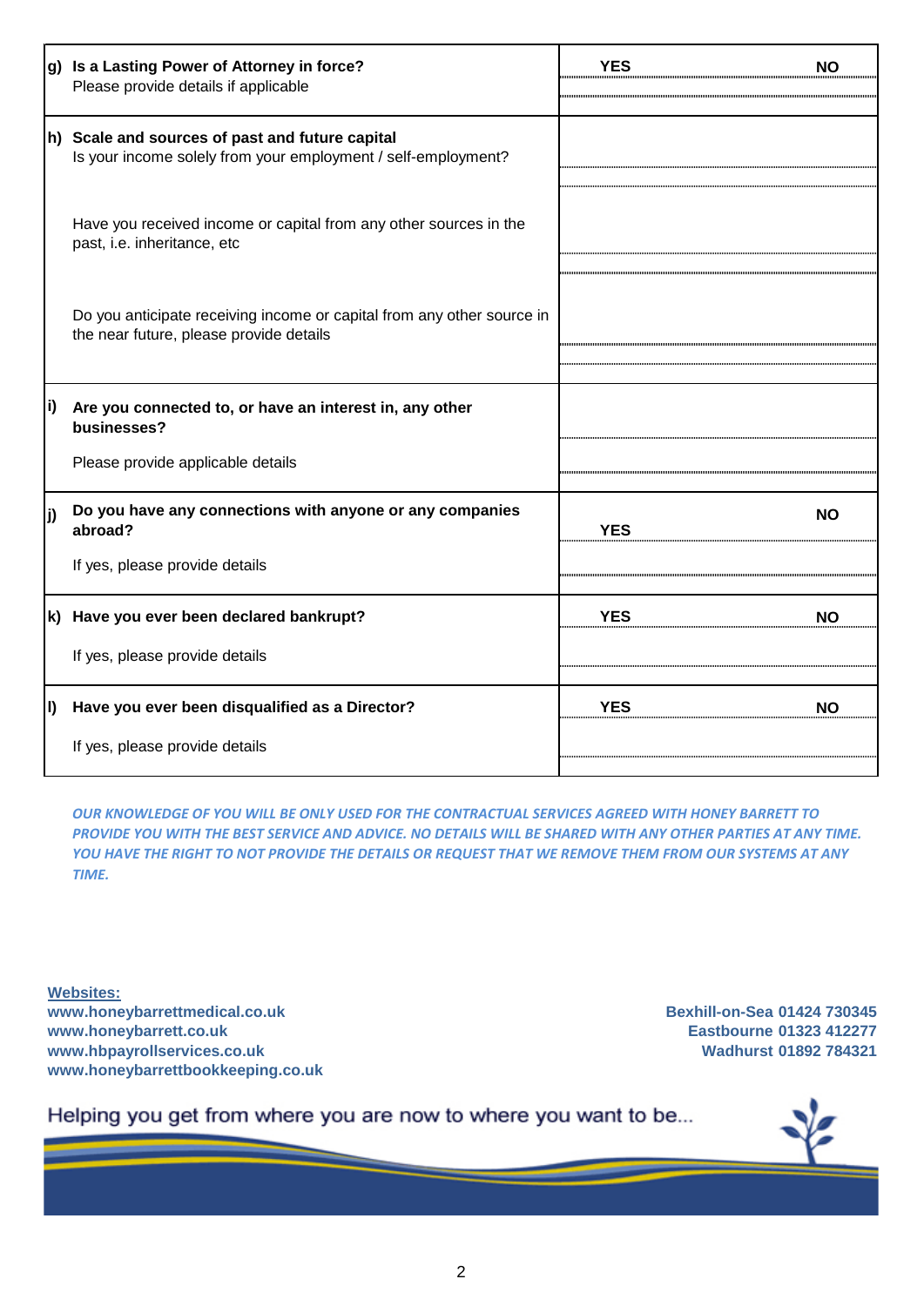| | |
|---|---|
| **g) Is a Lasting Power of Attorney in force?**<br>Please provide details if applicable | **YES** **NO** |
| **h) Scale and sources of past and future capital**<br>Is your income solely from your employment / self-employment?<br><br>Have you received income or capital from any other sources in the past, i.e. inheritance, etc<br><br>Do you anticipate receiving income or capital from any other source in the near future, please provide details | |
| **i) Are you connected to, or have an interest in, any other businesses?**<br><br>Please provide applicable details | |
| **j) Do you have any connections with anyone or any companies abroad?**<br><br>If yes, please provide details | **YES** **NO** |
| **k) Have you ever been declared bankrupt?**<br><br>If yes, please provide details | **YES** **NO** |
| **l) Have you ever been disqualified as a Director?**<br><br>If yes, please provide details | **YES** **NO** |

***OUR KNOWLEDGE OF YOU WILL BE ONLY USED FOR THE CONTRACTUAL SERVICES AGREED WITH HONEY BARRETT TO PROVIDE YOU WITH THE BEST SERVICE AND ADVICE. NO DETAILS WILL BE SHARED WITH ANY OTHER PARTIES AT ANY TIME. YOU HAVE THE RIGHT TO NOT PROVIDE THE DETAILS OR REQUEST THAT WE REMOVE THEM FROM OUR SYSTEMS AT ANY TIME.***

**Websites:**
**www.honeybarrettmedical.co.uk**
**www.honeybarrett.co.uk**
**www.hbpayrollservices.co.uk**
**www.honeybarrettbookkeeping.co.uk**

**Bexhill-on-Sea 01424 730345**
**Eastbourne 01323 412277**
**Wadhurst 01892 784321**

Helping you get from where you are now to where you want to be...